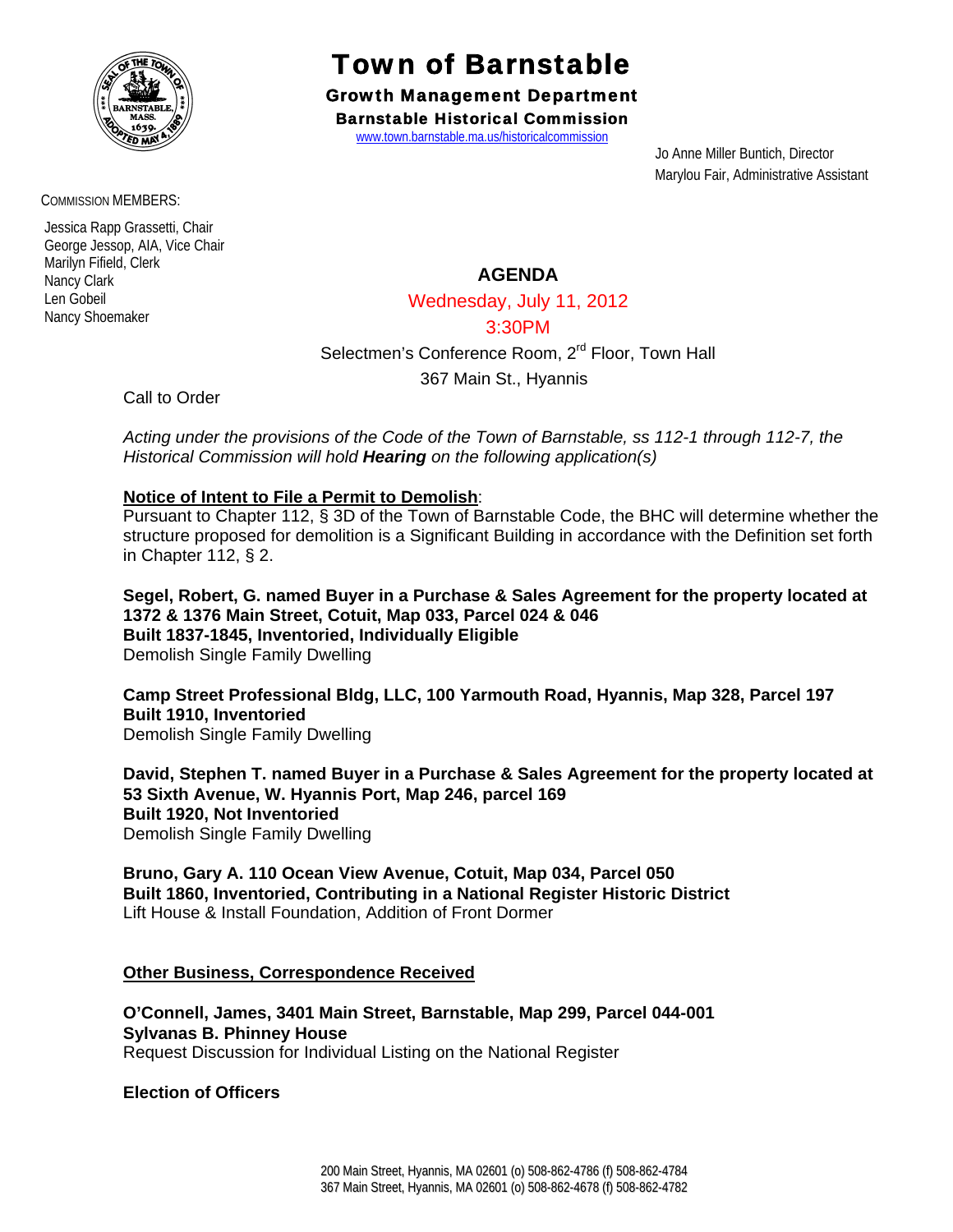# Town of Barnstable

## Growth Management Department

### Barnstable Historical Commission

www.town.barnstable.ma.us/historicalcommission

Jo Anne Miller Buntich, Director
Marylou Fair, Administrative Assistant

COMMISSION MEMBERS:

Jessica Rapp Grassetti, Chair
George Jessop, AIA, Vice Chair
Marilyn Fifield, Clerk
Nancy Clark
Len Gobeil
Nancy Shoemaker

## AGENDA

Wednesday, July 11, 2012

3:30PM

Selectmen's Conference Room, 2nd Floor, Town Hall

367 Main St., Hyannis

Call to Order

*Acting under the provisions of the Code of the Town of Barnstable, ss 112-1 through 112-7, the Historical Commission will hold* ***Hearing*** *on the following application(s)*

**Notice of Intent to File a Permit to Demolish**:
Pursuant to Chapter 112, § 3D of the Town of Barnstable Code, the BHC will determine whether the structure proposed for demolition is a Significant Building in accordance with the Definition set forth in Chapter 112, § 2.

**Segel, Robert, G. named Buyer in a Purchase & Sales Agreement for the property located at 1372 & 1376 Main Street, Cotuit, Map 033, Parcel 024 & 046**
**Built 1837-1845, Inventoried, Individually Eligible**
Demolish Single Family Dwelling

**Camp Street Professional Bldg, LLC, 100 Yarmouth Road, Hyannis, Map 328, Parcel 197**
**Built 1910, Inventoried**
Demolish Single Family Dwelling

**David, Stephen T. named Buyer in a Purchase & Sales Agreement for the property located at 53 Sixth Avenue, W. Hyannis Port, Map 246, parcel 169**
**Built 1920, Not Inventoried**
Demolish Single Family Dwelling

**Bruno, Gary A. 110 Ocean View Avenue, Cotuit, Map 034, Parcel 050**
**Built 1860, Inventoried, Contributing in a National Register Historic District**
Lift House & Install Foundation, Addition of Front Dormer

**Other Business, Correspondence Received**

**O'Connell, James, 3401 Main Street, Barnstable, Map 299, Parcel 044-001**
**Sylvanas B. Phinney House**
Request Discussion for Individual Listing on the National Register

**Election of Officers**

200 Main Street, Hyannis, MA 02601 (o) 508-862-4786 (f) 508-862-4784
367 Main Street, Hyannis, MA 02601 (o) 508-862-4678 (f) 508-862-4782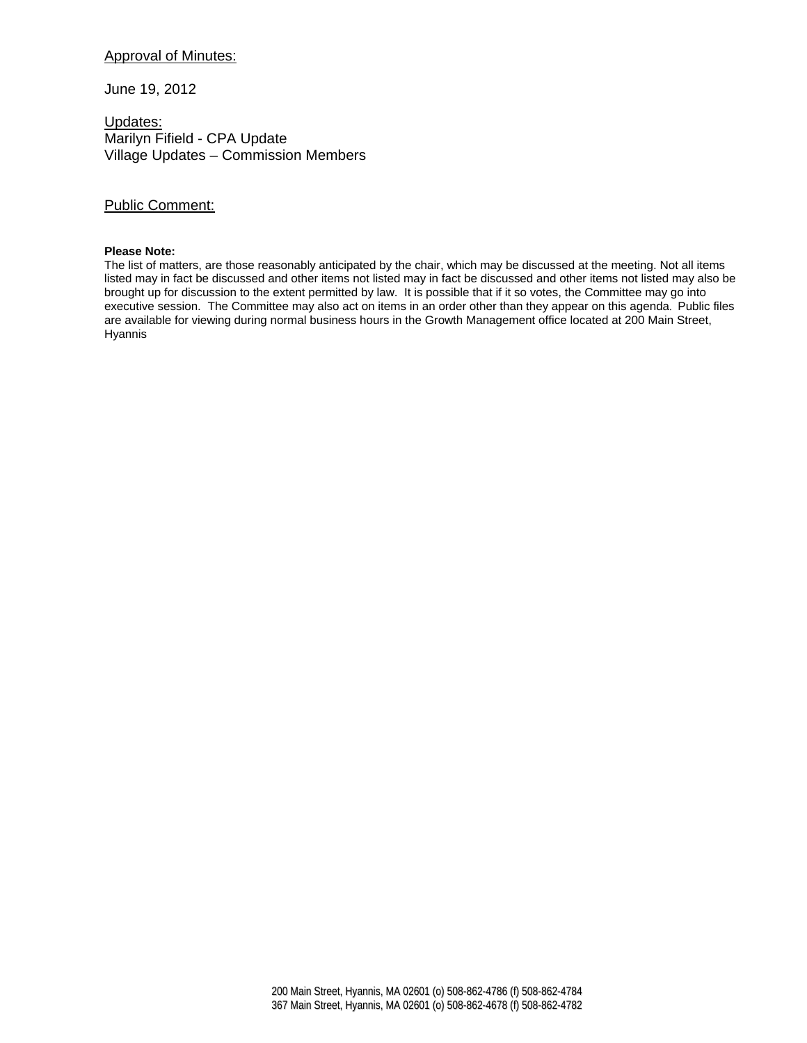Approval of Minutes:

June 19, 2012

Updates:
Marilyn Fifield - CPA Update
Village Updates – Commission Members

Public Comment:

**Please Note:**
The list of matters, are those reasonably anticipated by the chair, which may be discussed at the meeting. Not all items listed may in fact be discussed and other items not listed may in fact be discussed and other items not listed may also be brought up for discussion to the extent permitted by law. It is possible that if it so votes, the Committee may go into executive session. The Committee may also act on items in an order other than they appear on this agenda. Public files are available for viewing during normal business hours in the Growth Management office located at 200 Main Street, Hyannis

200 Main Street, Hyannis, MA 02601 (o) 508-862-4786 (f) 508-862-4784
367 Main Street, Hyannis, MA 02601 (o) 508-862-4678 (f) 508-862-4782